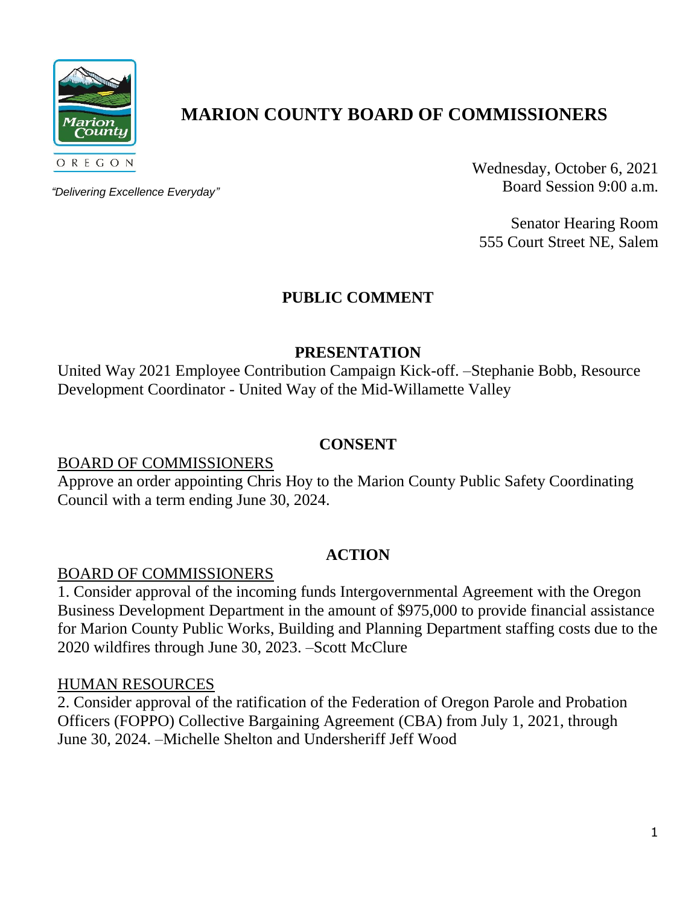# MARION COUNTY BOARD OF COMMISSIONERS

OREGON

*"Delivering Excellence Everyday"*

Wednesday, October 6, 2021
Board Session 9:00 a.m.

Senator Hearing Room
555 Court Street NE, Salem

## PUBLIC COMMENT

## PRESENTATION

United Way 2021 Employee Contribution Campaign Kick-off. –Stephanie Bobb, Resource Development Coordinator - United Way of the Mid-Willamette Valley

## CONSENT

### BOARD OF COMMISSIONERS

Approve an order appointing Chris Hoy to the Marion County Public Safety Coordinating Council with a term ending June 30, 2024.

## ACTION

### BOARD OF COMMISSIONERS

1. Consider approval of the incoming funds Intergovernmental Agreement with the Oregon Business Development Department in the amount of $975,000 to provide financial assistance for Marion County Public Works, Building and Planning Department staffing costs due to the 2020 wildfires through June 30, 2023. –Scott McClure

### HUMAN RESOURCES

2. Consider approval of the ratification of the Federation of Oregon Parole and Probation Officers (FOPPO) Collective Bargaining Agreement (CBA) from July 1, 2021, through June 30, 2024. –Michelle Shelton and Undersheriff Jeff Wood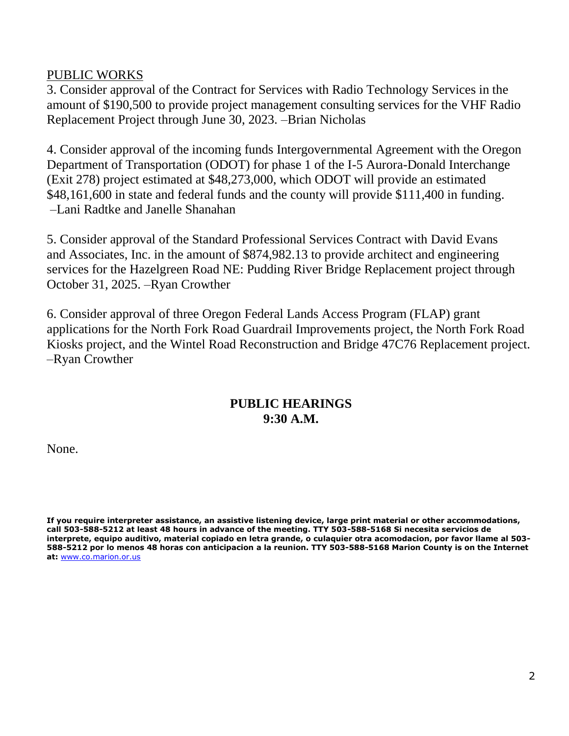PUBLIC WORKS

3. Consider approval of the Contract for Services with Radio Technology Services in the amount of $190,500 to provide project management consulting services for the VHF Radio Replacement Project through June 30, 2023. –Brian Nicholas

4. Consider approval of the incoming funds Intergovernmental Agreement with the Oregon Department of Transportation (ODOT) for phase 1 of the I-5 Aurora-Donald Interchange (Exit 278) project estimated at $48,273,000, which ODOT will provide an estimated $48,161,600 in state and federal funds and the county will provide $111,400 in funding. –Lani Radtke and Janelle Shanahan

5. Consider approval of the Standard Professional Services Contract with David Evans and Associates, Inc. in the amount of $874,982.13 to provide architect and engineering services for the Hazelgreen Road NE: Pudding River Bridge Replacement project through October 31, 2025. –Ryan Crowther

6. Consider approval of three Oregon Federal Lands Access Program (FLAP) grant applications for the North Fork Road Guardrail Improvements project, the North Fork Road Kiosks project, and the Wintel Road Reconstruction and Bridge 47C76 Replacement project. –Ryan Crowther

## PUBLIC HEARINGS
## 9:30 A.M.

None.

**If you require interpreter assistance, an assistive listening device, large print material or other accommodations, call 503-588-5212 at least 48 hours in advance of the meeting. TTY 503-588-5168 Si necesita servicios de interprete, equipo auditivo, material copiado en letra grande, o culaquier otra acomodacion, por favor llame al 503-588-5212 por lo menos 48 horas con anticipacion a la reunion. TTY 503-588-5168 Marion County is on the Internet at:** www.co.marion.or.us